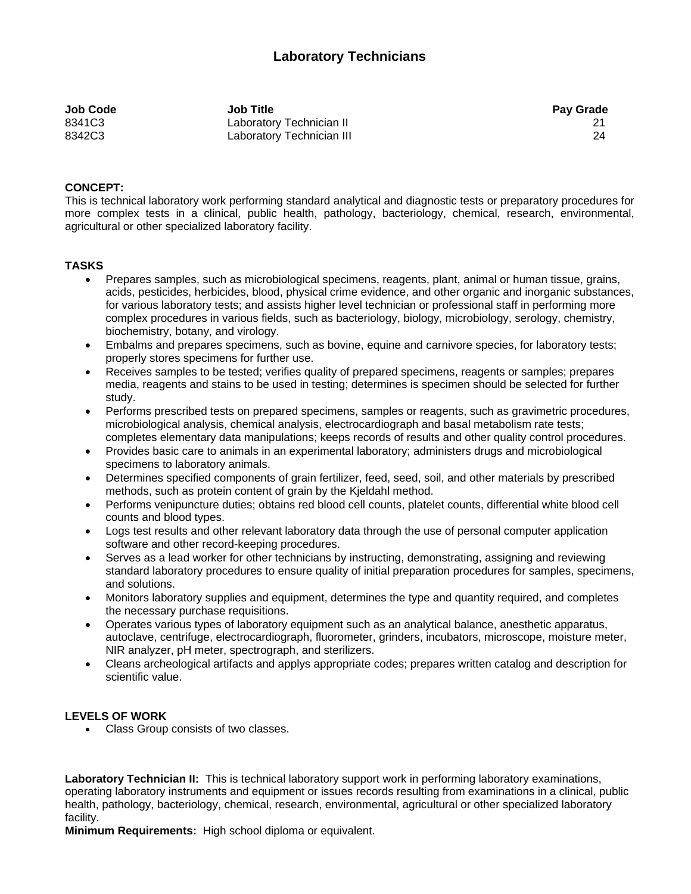# Laboratory Technicians

| Job Code | Job Title | Pay Grade |
|---|---|---|
| 8341C3 | Laboratory Technician II | 21 |
| 8342C3 | Laboratory Technician III | 24 |

**CONCEPT:**
This is technical laboratory work performing standard analytical and diagnostic tests or preparatory procedures for more complex tests in a clinical, public health, pathology, bacteriology, chemical, research, environmental, agricultural or other specialized laboratory facility.

**TASKS**

- Prepares samples, such as microbiological specimens, reagents, plant, animal or human tissue, grains, acids, pesticides, herbicides, blood, physical crime evidence, and other organic and inorganic substances, for various laboratory tests; and assists higher level technician or professional staff in performing more complex procedures in various fields, such as bacteriology, biology, microbiology, serology, chemistry, biochemistry, botany, and virology.
- Embalms and prepares specimens, such as bovine, equine and carnivore species, for laboratory tests; properly stores specimens for further use.
- Receives samples to be tested; verifies quality of prepared specimens, reagents or samples; prepares media, reagents and stains to be used in testing; determines is specimen should be selected for further study.
- Performs prescribed tests on prepared specimens, samples or reagents, such as gravimetric procedures, microbiological analysis, chemical analysis, electrocardiograph and basal metabolism rate tests; completes elementary data manipulations; keeps records of results and other quality control procedures.
- Provides basic care to animals in an experimental laboratory; administers drugs and microbiological specimens to laboratory animals.
- Determines specified components of grain fertilizer, feed, seed, soil, and other materials by prescribed methods, such as protein content of grain by the Kjeldahl method.
- Performs venipuncture duties; obtains red blood cell counts, platelet counts, differential white blood cell counts and blood types.
- Logs test results and other relevant laboratory data through the use of personal computer application software and other record-keeping procedures.
- Serves as a lead worker for other technicians by instructing, demonstrating, assigning and reviewing standard laboratory procedures to ensure quality of initial preparation procedures for samples, specimens, and solutions.
- Monitors laboratory supplies and equipment, determines the type and quantity required, and completes the necessary purchase requisitions.
- Operates various types of laboratory equipment such as an analytical balance, anesthetic apparatus, autoclave, centrifuge, electrocardiograph, fluorometer, grinders, incubators, microscope, moisture meter, NIR analyzer, pH meter, spectrograph, and sterilizers.
- Cleans archeological artifacts and applys appropriate codes; prepares written catalog and description for scientific value.

**LEVELS OF WORK**

- Class Group consists of two classes.

**Laboratory Technician II:** This is technical laboratory support work in performing laboratory examinations, operating laboratory instruments and equipment or issues records resulting from examinations in a clinical, public health, pathology, bacteriology, chemical, research, environmental, agricultural or other specialized laboratory facility.
**Minimum Requirements:** High school diploma or equivalent.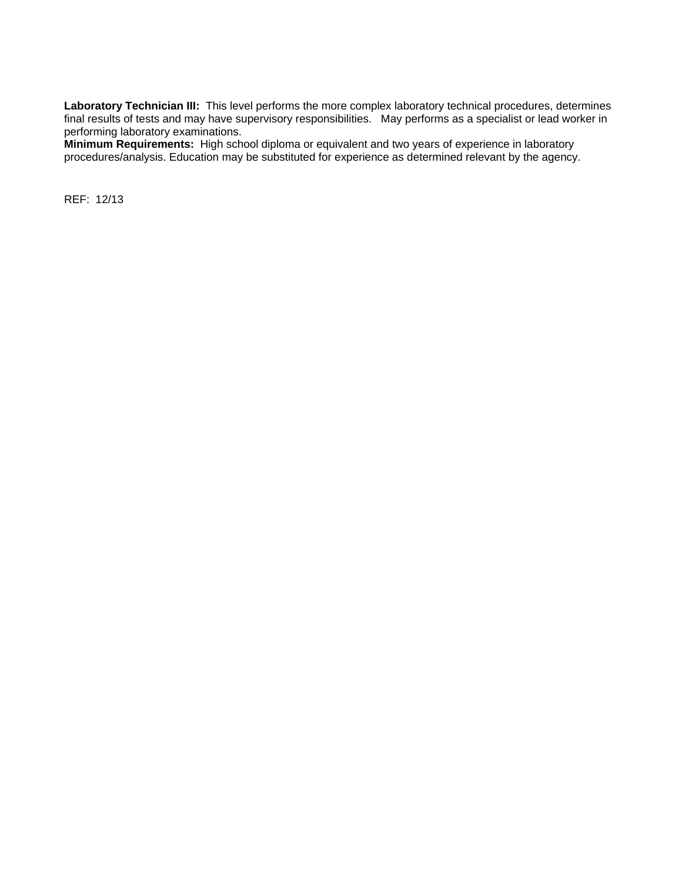**Laboratory Technician III:** This level performs the more complex laboratory technical procedures, determines final results of tests and may have supervisory responsibilities. May performs as a specialist or lead worker in performing laboratory examinations.
**Minimum Requirements:** High school diploma or equivalent and two years of experience in laboratory procedures/analysis. Education may be substituted for experience as determined relevant by the agency.

REF: 12/13